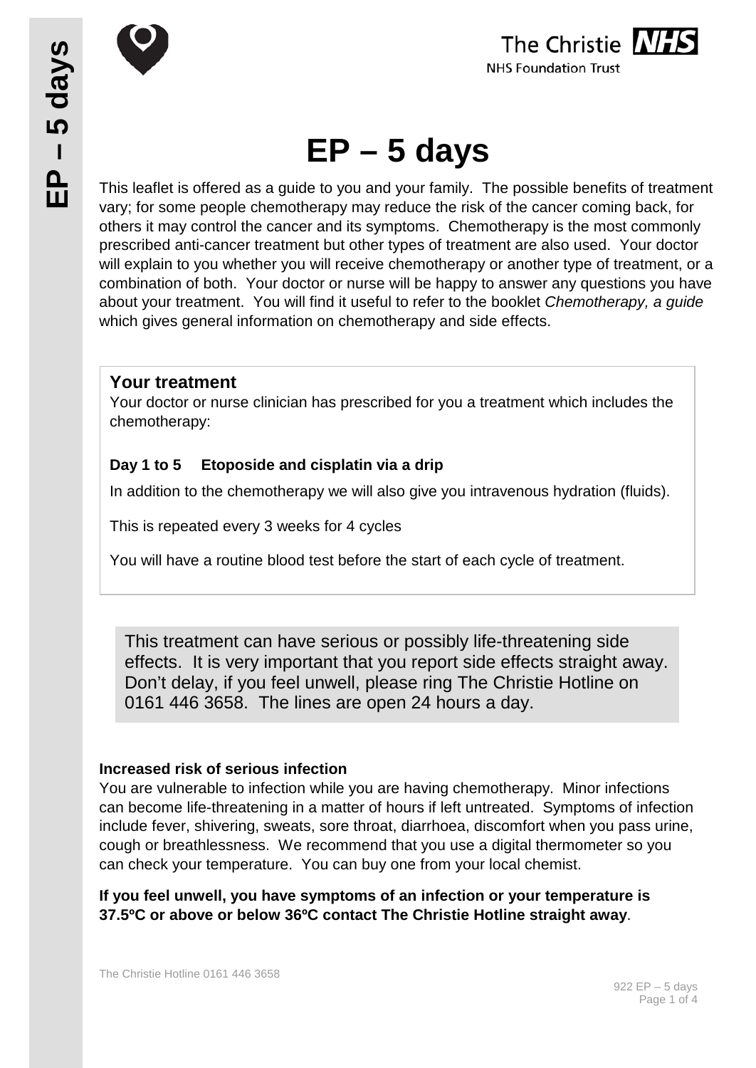The Christie NHS Foundation Trust

# EP – 5 days

This leaflet is offered as a guide to you and your family. The possible benefits of treatment vary; for some people chemotherapy may reduce the risk of the cancer coming back, for others it may control the cancer and its symptoms. Chemotherapy is the most commonly prescribed anti-cancer treatment but other types of treatment are also used. Your doctor will explain to you whether you will receive chemotherapy or another type of treatment, or a combination of both. Your doctor or nurse will be happy to answer any questions you have about your treatment. You will find it useful to refer to the booklet *Chemotherapy, a guide* which gives general information on chemotherapy and side effects.

## Your treatment

Your doctor or nurse clinician has prescribed for you a treatment which includes the chemotherapy:

**Day 1 to 5 Etoposide and cisplatin via a drip**

In addition to the chemotherapy we will also give you intravenous hydration (fluids).

This is repeated every 3 weeks for 4 cycles

You will have a routine blood test before the start of each cycle of treatment.

This treatment can have serious or possibly life-threatening side effects. It is very important that you report side effects straight away. Don't delay, if you feel unwell, please ring The Christie Hotline on 0161 446 3658. The lines are open 24 hours a day.

**Increased risk of serious infection**

You are vulnerable to infection while you are having chemotherapy. Minor infections can become life-threatening in a matter of hours if left untreated. Symptoms of infection include fever, shivering, sweats, sore throat, diarrhoea, discomfort when you pass urine, cough or breathlessness. We recommend that you use a digital thermometer so you can check your temperature. You can buy one from your local chemist.

**If you feel unwell, you have symptoms of an infection or your temperature is 37.5ºC or above or below 36ºC contact The Christie Hotline straight away**.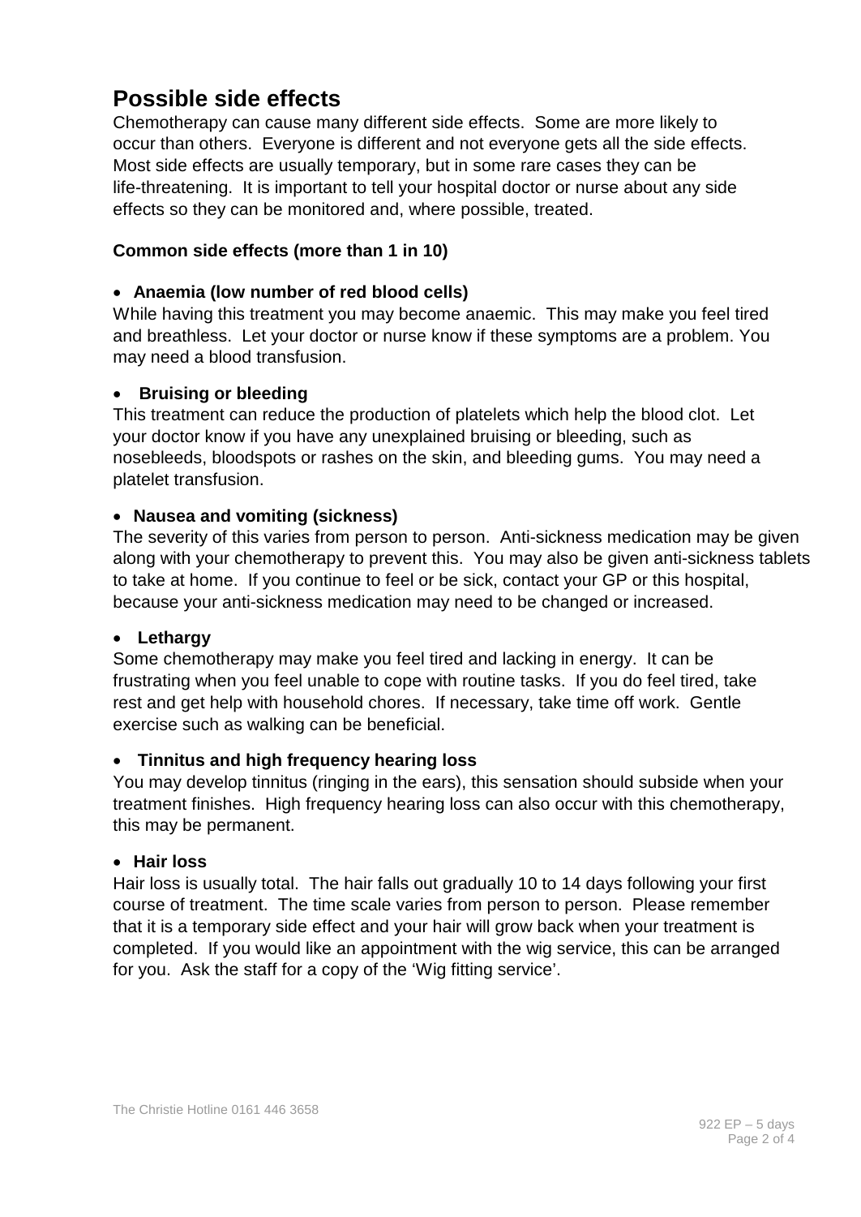## Possible side effects

Chemotherapy can cause many different side effects. Some are more likely to occur than others. Everyone is different and not everyone gets all the side effects. Most side effects are usually temporary, but in some rare cases they can be life-threatening. It is important to tell your hospital doctor or nurse about any side effects so they can be monitored and, where possible, treated.

**Common side effects (more than 1 in 10)**

- **Anaemia (low number of red blood cells)**

While having this treatment you may become anaemic. This may make you feel tired and breathless. Let your doctor or nurse know if these symptoms are a problem. You may need a blood transfusion.

- **Bruising or bleeding**

This treatment can reduce the production of platelets which help the blood clot. Let your doctor know if you have any unexplained bruising or bleeding, such as nosebleeds, bloodspots or rashes on the skin, and bleeding gums. You may need a platelet transfusion.

- **Nausea and vomiting (sickness)**

The severity of this varies from person to person. Anti-sickness medication may be given along with your chemotherapy to prevent this. You may also be given anti-sickness tablets to take at home. If you continue to feel or be sick, contact your GP or this hospital, because your anti-sickness medication may need to be changed or increased.

- **Lethargy**

Some chemotherapy may make you feel tired and lacking in energy. It can be frustrating when you feel unable to cope with routine tasks. If you do feel tired, take rest and get help with household chores. If necessary, take time off work. Gentle exercise such as walking can be beneficial.

- **Tinnitus and high frequency hearing loss**

You may develop tinnitus (ringing in the ears), this sensation should subside when your treatment finishes. High frequency hearing loss can also occur with this chemotherapy, this may be permanent.

- **Hair loss**

Hair loss is usually total. The hair falls out gradually 10 to 14 days following your first course of treatment. The time scale varies from person to person. Please remember that it is a temporary side effect and your hair will grow back when your treatment is completed. If you would like an appointment with the wig service, this can be arranged for you. Ask the staff for a copy of the 'Wig fitting service'.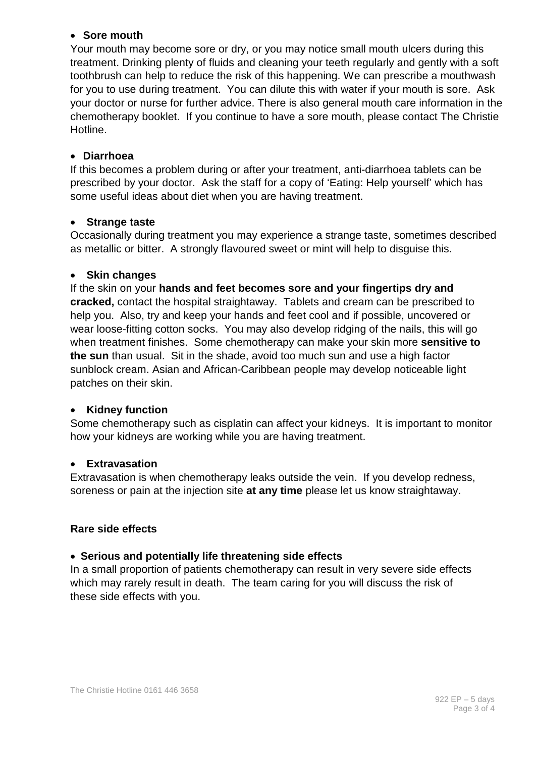- **Sore mouth**

Your mouth may become sore or dry, or you may notice small mouth ulcers during this treatment. Drinking plenty of fluids and cleaning your teeth regularly and gently with a soft toothbrush can help to reduce the risk of this happening. We can prescribe a mouthwash for you to use during treatment. You can dilute this with water if your mouth is sore. Ask your doctor or nurse for further advice. There is also general mouth care information in the chemotherapy booklet. If you continue to have a sore mouth, please contact The Christie Hotline.

- **Diarrhoea**

If this becomes a problem during or after your treatment, anti-diarrhoea tablets can be prescribed by your doctor. Ask the staff for a copy of 'Eating: Help yourself' which has some useful ideas about diet when you are having treatment.

- **Strange taste**

Occasionally during treatment you may experience a strange taste, sometimes described as metallic or bitter. A strongly flavoured sweet or mint will help to disguise this.

- **Skin changes**

If the skin on your **hands and feet becomes sore and your fingertips dry and cracked,** contact the hospital straightaway. Tablets and cream can be prescribed to help you. Also, try and keep your hands and feet cool and if possible, uncovered or wear loose-fitting cotton socks. You may also develop ridging of the nails, this will go when treatment finishes. Some chemotherapy can make your skin more **sensitive to the sun** than usual. Sit in the shade, avoid too much sun and use a high factor sunblock cream. Asian and African-Caribbean people may develop noticeable light patches on their skin.

- **Kidney function**

Some chemotherapy such as cisplatin can affect your kidneys. It is important to monitor how your kidneys are working while you are having treatment.

- **Extravasation**

Extravasation is when chemotherapy leaks outside the vein. If you develop redness, soreness or pain at the injection site **at any time** please let us know straightaway.

**Rare side effects**

- **Serious and potentially life threatening side effects**

In a small proportion of patients chemotherapy can result in very severe side effects which may rarely result in death. The team caring for you will discuss the risk of these side effects with you.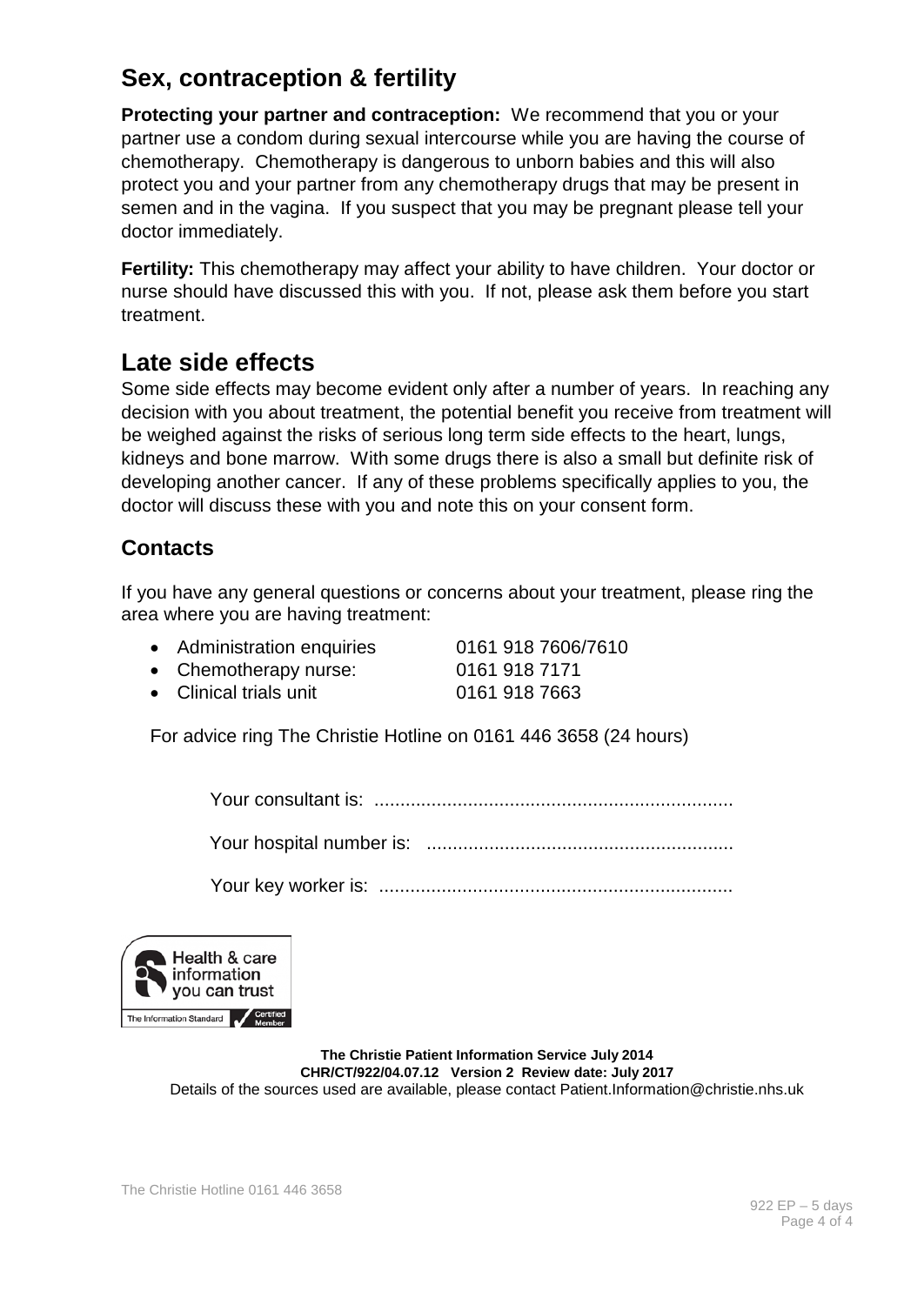## Sex, contraception & fertility

**Protecting your partner and contraception:** We recommend that you or your partner use a condom during sexual intercourse while you are having the course of chemotherapy. Chemotherapy is dangerous to unborn babies and this will also protect you and your partner from any chemotherapy drugs that may be present in semen and in the vagina. If you suspect that you may be pregnant please tell your doctor immediately.

**Fertility:** This chemotherapy may affect your ability to have children. Your doctor or nurse should have discussed this with you. If not, please ask them before you start treatment.

## Late side effects

Some side effects may become evident only after a number of years. In reaching any decision with you about treatment, the potential benefit you receive from treatment will be weighed against the risks of serious long term side effects to the heart, lungs, kidneys and bone marrow. With some drugs there is also a small but definite risk of developing another cancer. If any of these problems specifically applies to you, the doctor will discuss these with you and note this on your consent form.

### Contacts

If you have any general questions or concerns about your treatment, please ring the area where you are having treatment:

- Administration enquiries 0161 918 7606/7610
- Chemotherapy nurse: 0161 918 7171
- Clinical trials unit 0161 918 7663

For advice ring The Christie Hotline on 0161 446 3658 (24 hours)

Your consultant is: ....................................................................

Your hospital number is: ...........................................................

Your key worker is: ....................................................................

Health & care information you can trust

The Information Standard Certified Member

**The Christie Patient Information Service July 2014**
**CHR/CT/922/04.07.12 Version 2 Review date: July 2017**
Details of the sources used are available, please contact Patient.Information@christie.nhs.uk